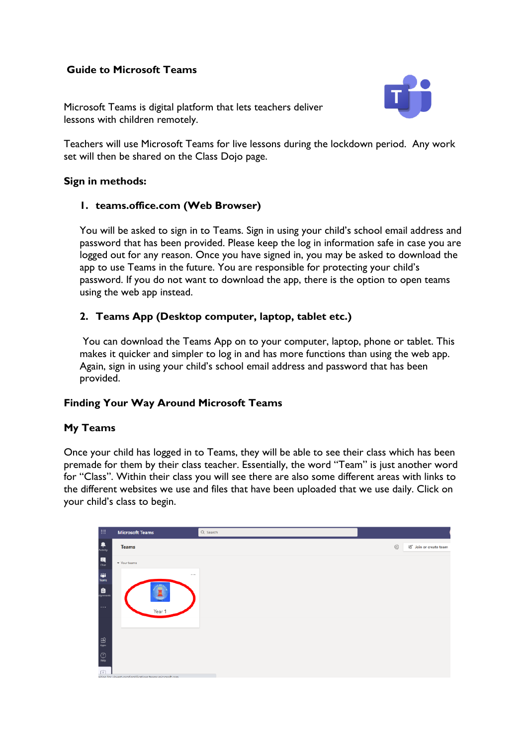## Guide to Microsoft Teams

Microsoft Teams is digital platform that lets teachers deliver lessons with children remotely.

Teachers will use Microsoft Teams for live lessons during the lockdown period. Any work set will then be shared on the Class Dojo page.

### Sign in methods:

1. **teams.office.com (Web Browser)**

   You will be asked to sign in to Teams. Sign in using your child's school email address and password that has been provided. Please keep the log in information safe in case you are logged out for any reason. Once you have signed in, you may be asked to download the app to use Teams in the future. You are responsible for protecting your child's password. If you do not want to download the app, there is the option to open teams using the web app instead.

2. **Teams App (Desktop computer, laptop, tablet etc.)**

   You can download the Teams App on to your computer, laptop, phone or tablet. This makes it quicker and simpler to log in and has more functions than using the web app. Again, sign in using your child's school email address and password that has been provided.

### Finding Your Way Around Microsoft Teams

### My Teams

Once your child has logged in to Teams, they will be able to see their class which has been premade for them by their class teacher. Essentially, the word "Team" is just another word for "Class". Within their class you will see there are also some different areas with links to the different websites we use and files that have been uploaded that we use daily. Click on your child's class to begin.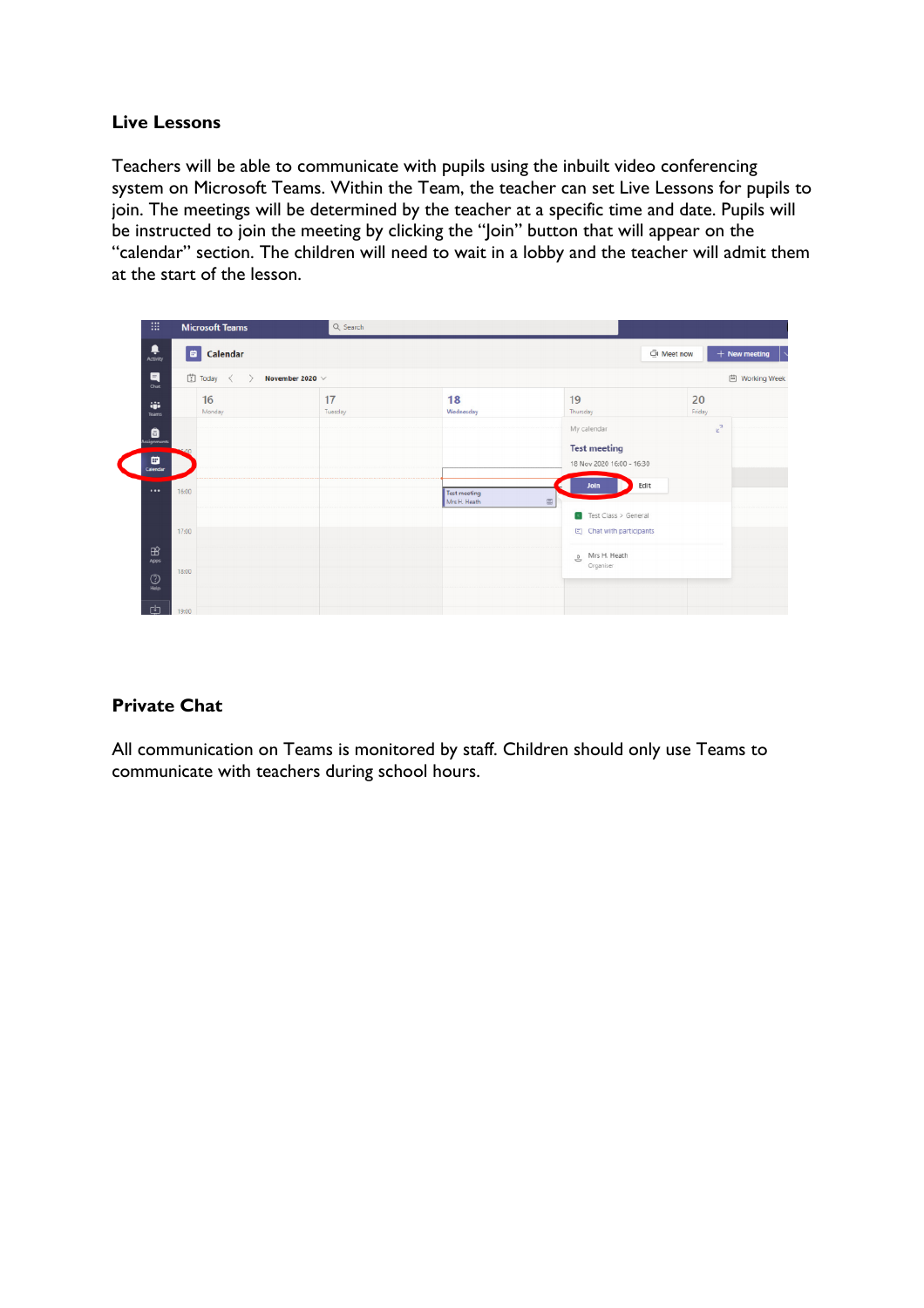**Live Lessons**

Teachers will be able to communicate with pupils using the inbuilt video conferencing system on Microsoft Teams. Within the Team, the teacher can set Live Lessons for pupils to join. The meetings will be determined by the teacher at a specific time and date. Pupils will be instructed to join the meeting by clicking the "Join" button that will appear on the "calendar" section. The children will need to wait in a lobby and the teacher will admit them at the start of the lesson.

**Private Chat**

All communication on Teams is monitored by staff. Children should only use Teams to communicate with teachers during school hours.